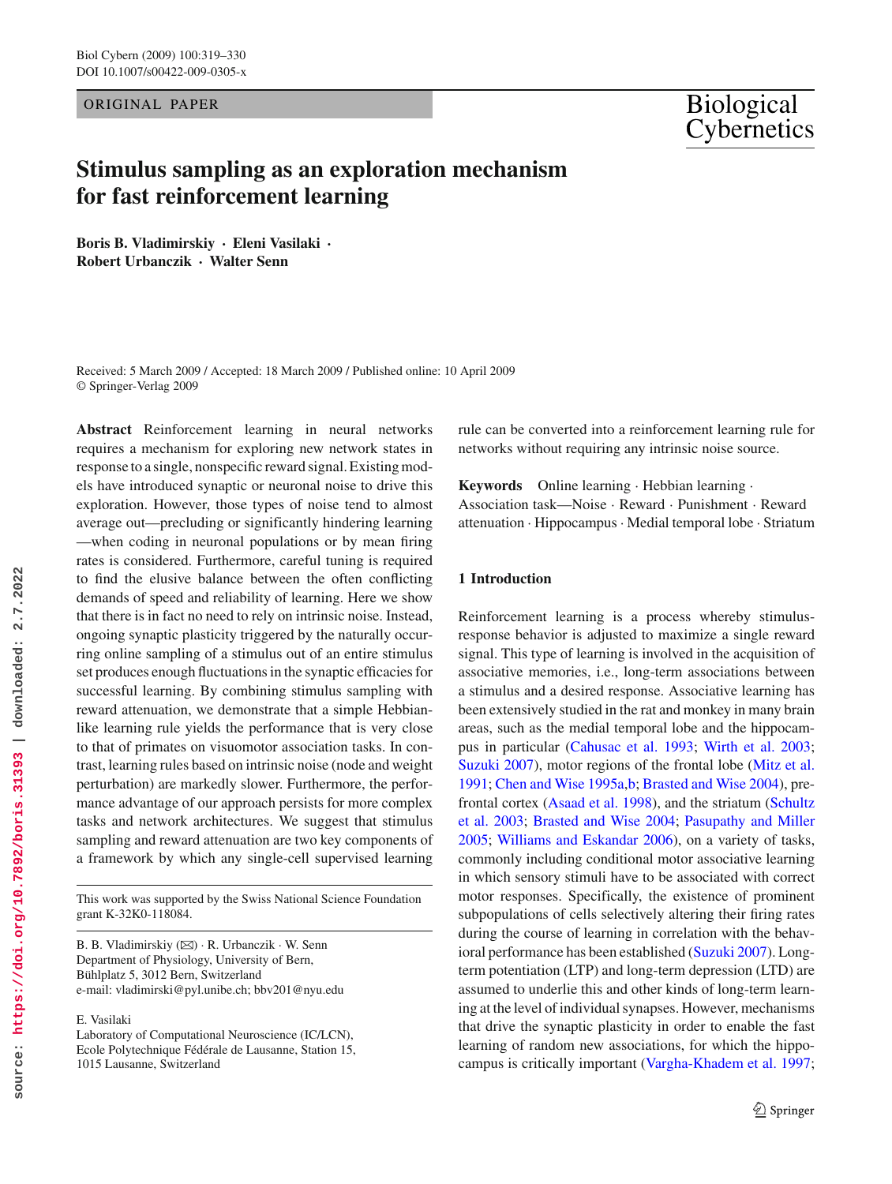ORIGINAL PAPER

# Stimulus sampling as an exploration mechanism for fast reinforcement learning

**Boris B. Vladimirskiy · Eleni Vasilaki · Robert Urbanczik · Walter Senn**

Received: 5 March 2009 / Accepted: 18 March 2009 / Published online: 10 April 2009
© Springer-Verlag 2009

**Abstract** Reinforcement learning in neural networks requires a mechanism for exploring new network states in response to a single, nonspecific reward signal. Existing models have introduced synaptic or neuronal noise to drive this exploration. However, those types of noise tend to almost average out—precluding or significantly hindering learning—when coding in neuronal populations or by mean firing rates is considered. Furthermore, careful tuning is required to find the elusive balance between the often conflicting demands of speed and reliability of learning. Here we show that there is in fact no need to rely on intrinsic noise. Instead, ongoing synaptic plasticity triggered by the naturally occurring online sampling of a stimulus out of an entire stimulus set produces enough fluctuations in the synaptic efficacies for successful learning. By combining stimulus sampling with reward attenuation, we demonstrate that a simple Hebbian-like learning rule yields the performance that is very close to that of primates on visuomotor association tasks. In contrast, learning rules based on intrinsic noise (node and weight perturbation) are markedly slower. Furthermore, the performance advantage of our approach persists for more complex tasks and network architectures. We suggest that stimulus sampling and reward attenuation are two key components of a framework by which any single-cell supervised learning rule can be converted into a reinforcement learning rule for networks without requiring any intrinsic noise source.

**Keywords** Online learning · Hebbian learning · Association task—Noise · Reward · Punishment · Reward attenuation · Hippocampus · Medial temporal lobe · Striatum

This work was supported by the Swiss National Science Foundation grant K-32K0-118084.

B. B. Vladimirskiy (✉) · R. Urbanczik · W. Senn
Department of Physiology, University of Bern,
Bühlplatz 5, 3012 Bern, Switzerland
e-mail: vladimirski@pyl.unibe.ch; bbv201@nyu.edu

E. Vasilaki
Laboratory of Computational Neuroscience (IC/LCN),
Ecole Polytechnique Fédérale de Lausanne, Station 15,
1015 Lausanne, Switzerland

## 1 Introduction

Reinforcement learning is a process whereby stimulus-response behavior is adjusted to maximize a single reward signal. This type of learning is involved in the acquisition of associative memories, i.e., long-term associations between a stimulus and a desired response. Associative learning has been extensively studied in the rat and monkey in many brain areas, such as the medial temporal lobe and the hippocampus in particular (Cahusac et al. 1993; Wirth et al. 2003; Suzuki 2007), motor regions of the frontal lobe (Mitz et al. 1991; Chen and Wise 1995a,b; Brasted and Wise 2004), prefrontal cortex (Asaad et al. 1998), and the striatum (Schultz et al. 2003; Brasted and Wise 2004; Pasupathy and Miller 2005; Williams and Eskandar 2006), on a variety of tasks, commonly including conditional motor associative learning in which sensory stimuli have to be associated with correct motor responses. Specifically, the existence of prominent subpopulations of cells selectively altering their firing rates during the course of learning in correlation with the behavioral performance has been established (Suzuki 2007). Long-term potentiation (LTP) and long-term depression (LTD) are assumed to underlie this and other kinds of long-term learning at the level of individual synapses. However, mechanisms that drive the synaptic plasticity in order to enable the fast learning of random new associations, for which the hippocampus is critically important (Vargha-Khadem et al. 1997;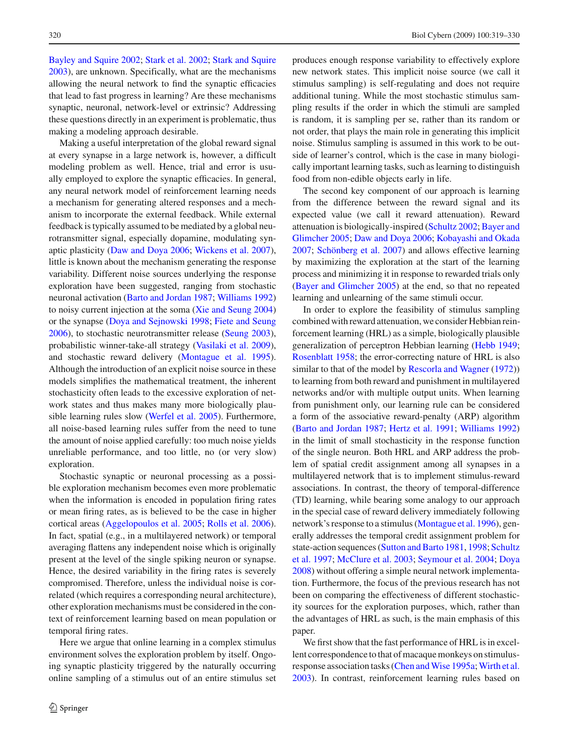Bayley and Squire 2002; Stark et al. 2002; Stark and Squire 2003), are unknown. Specifically, what are the mechanisms allowing the neural network to find the synaptic efficacies that lead to fast progress in learning? Are these mechanisms synaptic, neuronal, network-level or extrinsic? Addressing these questions directly in an experiment is problematic, thus making a modeling approach desirable.

Making a useful interpretation of the global reward signal at every synapse in a large network is, however, a difficult modeling problem as well. Hence, trial and error is usually employed to explore the synaptic efficacies. In general, any neural network model of reinforcement learning needs a mechanism for generating altered responses and a mechanism to incorporate the external feedback. While external feedback is typically assumed to be mediated by a global neurotransmitter signal, especially dopamine, modulating synaptic plasticity (Daw and Doya 2006; Wickens et al. 2007), little is known about the mechanism generating the response variability. Different noise sources underlying the response exploration have been suggested, ranging from stochastic neuronal activation (Barto and Jordan 1987; Williams 1992) to noisy current injection at the soma (Xie and Seung 2004) or the synapse (Doya and Sejnowski 1998; Fiete and Seung 2006), to stochastic neurotransmitter release (Seung 2003), probabilistic winner-take-all strategy (Vasilaki et al. 2009), and stochastic reward delivery (Montague et al. 1995). Although the introduction of an explicit noise source in these models simplifies the mathematical treatment, the inherent stochasticity often leads to the excessive exploration of network states and thus makes many more biologically plausible learning rules slow (Werfel et al. 2005). Furthermore, all noise-based learning rules suffer from the need to tune the amount of noise applied carefully: too much noise yields unreliable performance, and too little, no (or very slow) exploration.

Stochastic synaptic or neuronal processing as a possible exploration mechanism becomes even more problematic when the information is encoded in population firing rates or mean firing rates, as is believed to be the case in higher cortical areas (Aggelopoulos et al. 2005; Rolls et al. 2006). In fact, spatial (e.g., in a multilayered network) or temporal averaging flattens any independent noise which is originally present at the level of the single spiking neuron or synapse. Hence, the desired variability in the firing rates is severely compromised. Therefore, unless the individual noise is correlated (which requires a corresponding neural architecture), other exploration mechanisms must be considered in the context of reinforcement learning based on mean population or temporal firing rates.

Here we argue that online learning in a complex stimulus environment solves the exploration problem by itself. Ongoing synaptic plasticity triggered by the naturally occurring online sampling of a stimulus out of an entire stimulus set produces enough response variability to effectively explore new network states. This implicit noise source (we call it stimulus sampling) is self-regulating and does not require additional tuning. While the most stochastic stimulus sampling results if the order in which the stimuli are sampled is random, it is sampling per se, rather than its random or not order, that plays the main role in generating this implicit noise. Stimulus sampling is assumed in this work to be outside of learner's control, which is the case in many biologically important learning tasks, such as learning to distinguish food from non-edible objects early in life.

The second key component of our approach is learning from the difference between the reward signal and its expected value (we call it reward attenuation). Reward attenuation is biologically-inspired (Schultz 2002; Bayer and Glimcher 2005; Daw and Doya 2006; Kobayashi and Okada 2007; Schönberg et al. 2007) and allows effective learning by maximizing the exploration at the start of the learning process and minimizing it in response to rewarded trials only (Bayer and Glimcher 2005) at the end, so that no repeated learning and unlearning of the same stimuli occur.

In order to explore the feasibility of stimulus sampling combined with reward attenuation, we consider Hebbian reinforcement learning (HRL) as a simple, biologically plausible generalization of perceptron Hebbian learning (Hebb 1949; Rosenblatt 1958; the error-correcting nature of HRL is also similar to that of the model by Rescorla and Wagner (1972)) to learning from both reward and punishment in multilayered networks and/or with multiple output units. When learning from punishment only, our learning rule can be considered a form of the associative reward-penalty (ARP) algorithm (Barto and Jordan 1987; Hertz et al. 1991; Williams 1992) in the limit of small stochasticity in the response function of the single neuron. Both HRL and ARP address the problem of spatial credit assignment among all synapses in a multilayered network that is to implement stimulus-reward associations. In contrast, the theory of temporal-difference (TD) learning, while bearing some analogy to our approach in the special case of reward delivery immediately following network's response to a stimulus (Montague et al. 1996), generally addresses the temporal credit assignment problem for state-action sequences (Sutton and Barto 1981, 1998; Schultz et al. 1997; McClure et al. 2003; Seymour et al. 2004; Doya 2008) without offering a simple neural network implementation. Furthermore, the focus of the previous research has not been on comparing the effectiveness of different stochasticity sources for the exploration purposes, which, rather than the advantages of HRL as such, is the main emphasis of this paper.

We first show that the fast performance of HRL is in excellent correspondence to that of macaque monkeys on stimulus-response association tasks (Chen and Wise 1995a; Wirth et al. 2003). In contrast, reinforcement learning rules based on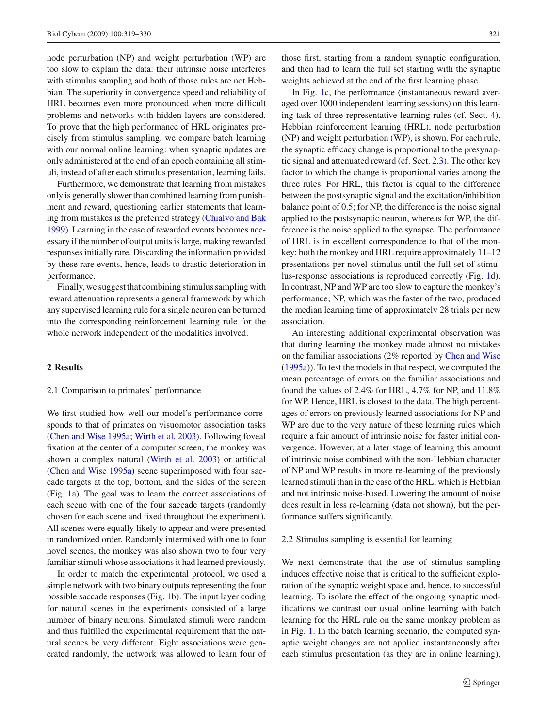node perturbation (NP) and weight perturbation (WP) are too slow to explain the data: their intrinsic noise interferes with stimulus sampling and both of those rules are not Hebbian. The superiority in convergence speed and reliability of HRL becomes even more pronounced when more difficult problems and networks with hidden layers are considered. To prove that the high performance of HRL originates precisely from stimulus sampling, we compare batch learning with our normal online learning: when synaptic updates are only administered at the end of an epoch containing all stimuli, instead of after each stimulus presentation, learning fails.

Furthermore, we demonstrate that learning from mistakes only is generally slower than combined learning from punishment and reward, questioning earlier statements that learning from mistakes is the preferred strategy (Chialvo and Bak 1999). Learning in the case of rewarded events becomes necessary if the number of output units is large, making rewarded responses initially rare. Discarding the information provided by these rare events, hence, leads to drastic deterioration in performance.

Finally, we suggest that combining stimulus sampling with reward attenuation represents a general framework by which any supervised learning rule for a single neuron can be turned into the corresponding reinforcement learning rule for the whole network independent of the modalities involved.

## 2 Results

### 2.1 Comparison to primates' performance

We first studied how well our model's performance corresponds to that of primates on visuomotor association tasks (Chen and Wise 1995a; Wirth et al. 2003). Following foveal fixation at the center of a computer screen, the monkey was shown a complex natural (Wirth et al. 2003) or artificial (Chen and Wise 1995a) scene superimposed with four saccade targets at the top, bottom, and the sides of the screen (Fig. 1a). The goal was to learn the correct associations of each scene with one of the four saccade targets (randomly chosen for each scene and fixed throughout the experiment). All scenes were equally likely to appear and were presented in randomized order. Randomly intermixed with one to four novel scenes, the monkey was also shown two to four very familiar stimuli whose associations it had learned previously.

In order to match the experimental protocol, we used a simple network with two binary outputs representing the four possible saccade responses (Fig. 1b). The input layer coding for natural scenes in the experiments consisted of a large number of binary neurons. Simulated stimuli were random and thus fulfilled the experimental requirement that the natural scenes be very different. Eight associations were generated randomly, the network was allowed to learn four of those first, starting from a random synaptic configuration, and then had to learn the full set starting with the synaptic weights achieved at the end of the first learning phase.

In Fig. 1c, the performance (instantaneous reward averaged over 1000 independent learning sessions) on this learning task of three representative learning rules (cf. Sect. 4), Hebbian reinforcement learning (HRL), node perturbation (NP) and weight perturbation (WP), is shown. For each rule, the synaptic efficacy change is proportional to the presynaptic signal and attenuated reward (cf. Sect. 2.3). The other key factor to which the change is proportional varies among the three rules. For HRL, this factor is equal to the difference between the postsynaptic signal and the excitation/inhibition balance point of 0.5; for NP, the difference is the noise signal applied to the postsynaptic neuron, whereas for WP, the difference is the noise applied to the synapse. The performance of HRL is in excellent correspondence to that of the monkey: both the monkey and HRL require approximately 11–12 presentations per novel stimulus until the full set of stimulus-response associations is reproduced correctly (Fig. 1d). In contrast, NP and WP are too slow to capture the monkey's performance; NP, which was the faster of the two, produced the median learning time of approximately 28 trials per new association.

An interesting additional experimental observation was that during learning the monkey made almost no mistakes on the familiar associations (2% reported by Chen and Wise (1995a)). To test the models in that respect, we computed the mean percentage of errors on the familiar associations and found the values of 2.4% for HRL, 4.7% for NP, and 11.8% for WP. Hence, HRL is closest to the data. The high percentages of errors on previously learned associations for NP and WP are due to the very nature of these learning rules which require a fair amount of intrinsic noise for faster initial convergence. However, at a later stage of learning this amount of intrinsic noise combined with the non-Hebbian character of NP and WP results in more re-learning of the previously learned stimuli than in the case of the HRL, which is Hebbian and not intrinsic noise-based. Lowering the amount of noise does result in less re-learning (data not shown), but the performance suffers significantly.

### 2.2 Stimulus sampling is essential for learning

We next demonstrate that the use of stimulus sampling induces effective noise that is critical to the sufficient exploration of the synaptic weight space and, hence, to successful learning. To isolate the effect of the ongoing synaptic modifications we contrast our usual online learning with batch learning for the HRL rule on the same monkey problem as in Fig. 1. In the batch learning scenario, the computed synaptic weight changes are not applied instantaneously after each stimulus presentation (as they are in online learning),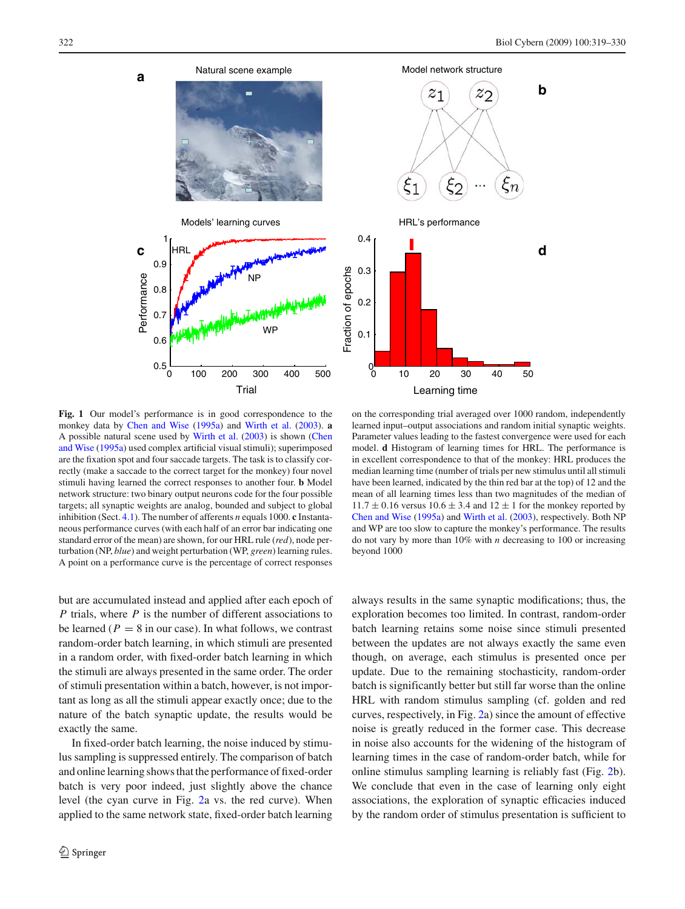**Fig. 1** Our model's performance is in good correspondence to the monkey data by Chen and Wise (1995a) and Wirth et al. (2003). **a** A possible natural scene used by Wirth et al. (2003) is shown (Chen and Wise (1995a) used complex artificial visual stimuli); superimposed are the fixation spot and four saccade targets. The task is to classify correctly (make a saccade to the correct target for the monkey) four novel stimuli having learned the correct responses to another four. **b** Model network structure: two binary output neurons code for the four possible targets; all synaptic weights are analog, bounded and subject to global inhibition (Sect. 4.1). The number of afferents $n$ equals 1000. **c** Instantaneous performance curves (with each half of an error bar indicating one standard error of the mean) are shown, for our HRL rule (*red*), node perturbation (NP, *blue*) and weight perturbation (WP, *green*) learning rules. A point on a performance curve is the percentage of correct responses on the corresponding trial averaged over 1000 random, independently learned input–output associations and random initial synaptic weights. Parameter values leading to the fastest convergence were used for each model. **d** Histogram of learning times for HRL. The performance is in excellent correspondence to that of the monkey: HRL produces the median learning time (number of trials per new stimulus until all stimuli have been learned, indicated by the thin red bar at the top) of 12 and the mean of all learning times less than two magnitudes of the median of $11.7 \pm 0.16$ versus $10.6 \pm 3.4$ and $12 \pm 1$ for the monkey reported by Chen and Wise (1995a) and Wirth et al. (2003), respectively. Both NP and WP are too slow to capture the monkey's performance. The results do not vary by more than 10% with $n$ decreasing to 100 or increasing beyond 1000

but are accumulated instead and applied after each epoch of $P$ trials, where $P$ is the number of different associations to be learned ($P = 8$ in our case). In what follows, we contrast random-order batch learning, in which stimuli are presented in a random order, with fixed-order batch learning in which the stimuli are always presented in the same order. The order of stimuli presentation within a batch, however, is not important as long as all the stimuli appear exactly once; due to the nature of the batch synaptic update, the results would be exactly the same.

In fixed-order batch learning, the noise induced by stimulus sampling is suppressed entirely. The comparison of batch and online learning shows that the performance of fixed-order batch is very poor indeed, just slightly above the chance level (the cyan curve in Fig. 2a vs. the red curve). When applied to the same network state, fixed-order batch learning always results in the same synaptic modifications; thus, the exploration becomes too limited. In contrast, random-order batch learning retains some noise since stimuli presented between the updates are not always exactly the same even though, on average, each stimulus is presented once per update. Due to the remaining stochasticity, random-order batch is significantly better but still far worse than the online HRL with random stimulus sampling (cf. golden and red curves, respectively, in Fig. 2a) since the amount of effective noise is greatly reduced in the former case. This decrease in noise also accounts for the widening of the histogram of learning times in the case of random-order batch, while for online stimulus sampling learning is reliably fast (Fig. 2b). We conclude that even in the case of learning only eight associations, the exploration of synaptic efficacies induced by the random order of stimulus presentation is sufficient to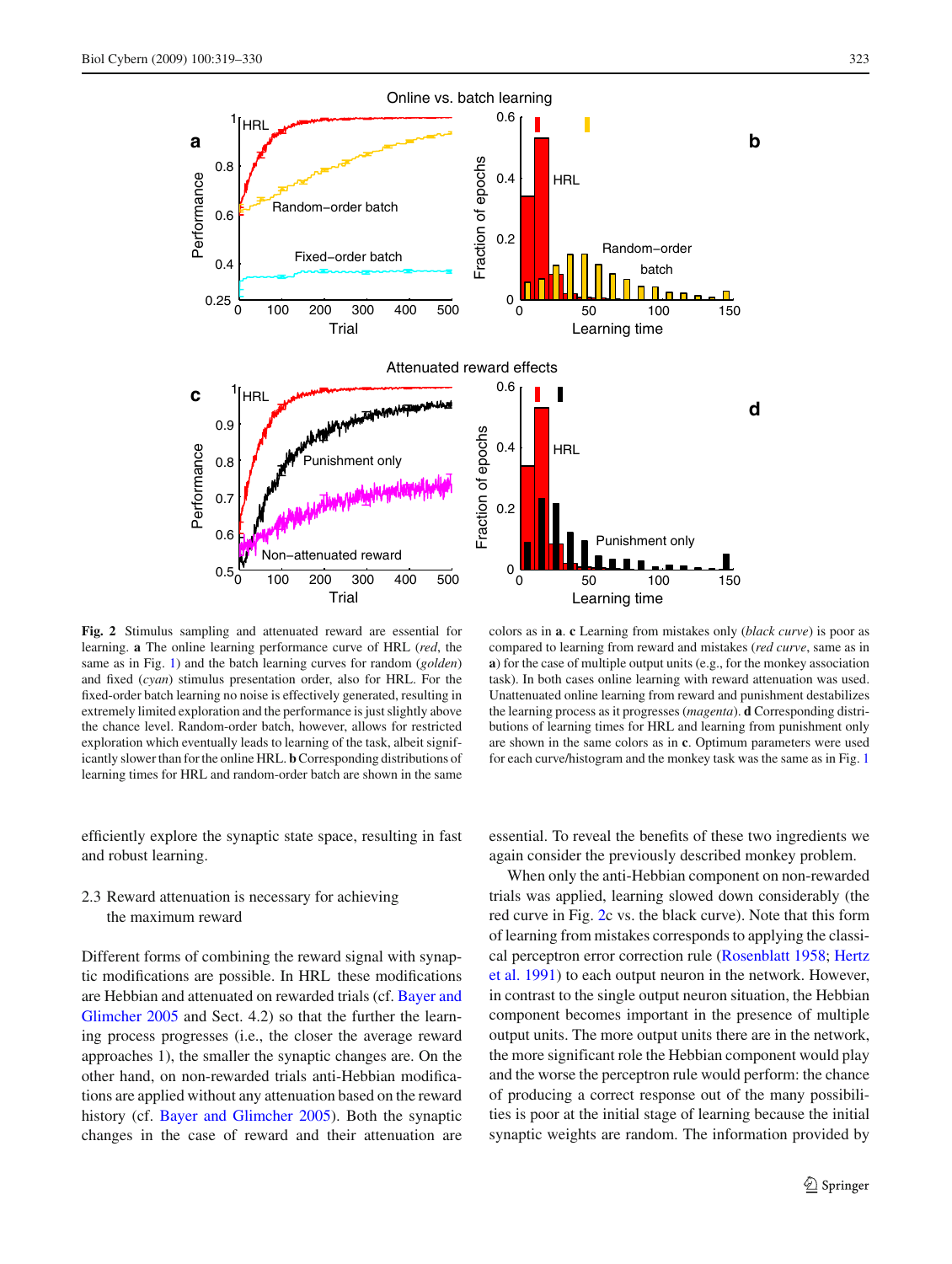**Fig. 2** Stimulus sampling and attenuated reward are essential for learning. **a** The online learning performance curve of HRL (*red*, the same as in Fig. 1) and the batch learning curves for random (*golden*) and fixed (*cyan*) stimulus presentation order, also for HRL. For the fixed-order batch learning no noise is effectively generated, resulting in extremely limited exploration and the performance is just slightly above the chance level. Random-order batch, however, allows for restricted exploration which eventually leads to learning of the task, albeit significantly slower than for the online HRL. **b** Corresponding distributions of learning times for HRL and random-order batch are shown in the same colors as in **a**. **c** Learning from mistakes only (*black curve*) is poor as compared to learning from reward and mistakes (*red curve*, same as in **a**) for the case of multiple output units (e.g., for the monkey association task). In both cases online learning with reward attenuation was used. Unattenuated online learning from reward and punishment destabilizes the learning process as it progresses (*magenta*). **d** Corresponding distributions of learning times for HRL and learning from punishment only are shown in the same colors as in **c**. Optimum parameters were used for each curve/histogram and the monkey task was the same as in Fig. 1

efficiently explore the synaptic state space, resulting in fast and robust learning.

### 2.3 Reward attenuation is necessary for achieving the maximum reward

Different forms of combining the reward signal with synaptic modifications are possible. In HRL these modifications are Hebbian and attenuated on rewarded trials (cf. Bayer and Glimcher 2005 and Sect. 4.2) so that the further the learning process progresses (i.e., the closer the average reward approaches 1), the smaller the synaptic changes are. On the other hand, on non-rewarded trials anti-Hebbian modifications are applied without any attenuation based on the reward history (cf. Bayer and Glimcher 2005). Both the synaptic changes in the case of reward and their attenuation are essential. To reveal the benefits of these two ingredients we again consider the previously described monkey problem.

When only the anti-Hebbian component on non-rewarded trials was applied, learning slowed down considerably (the red curve in Fig. 2c vs. the black curve). Note that this form of learning from mistakes corresponds to applying the classical perceptron error correction rule (Rosenblatt 1958; Hertz et al. 1991) to each output neuron in the network. However, in contrast to the single output neuron situation, the Hebbian component becomes important in the presence of multiple output units. The more output units there are in the network, the more significant role the Hebbian component would play and the worse the perceptron rule would perform: the chance of producing a correct response out of the many possibilities is poor at the initial stage of learning because the initial synaptic weights are random. The information provided by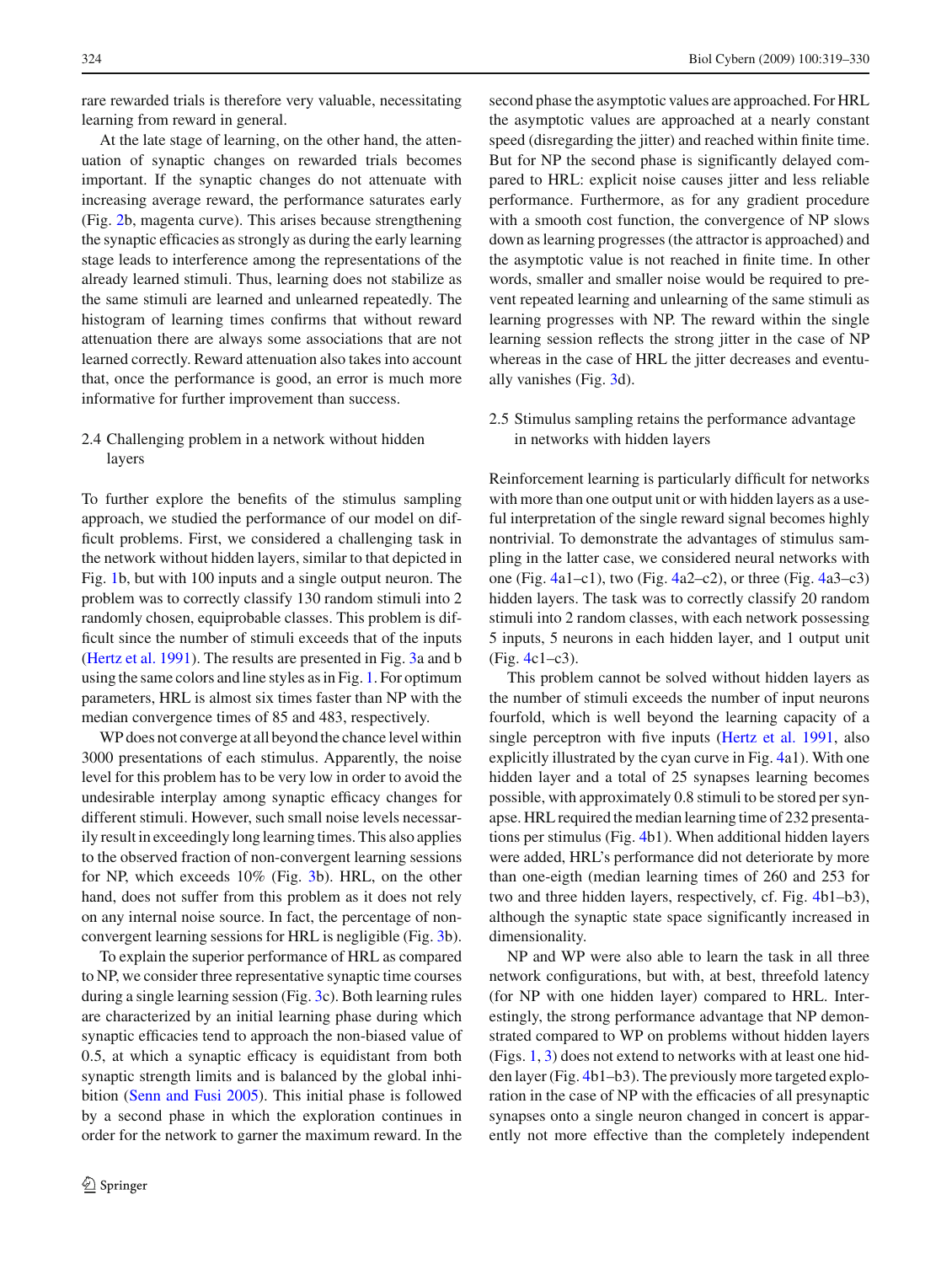rare rewarded trials is therefore very valuable, necessitating learning from reward in general.

At the late stage of learning, on the other hand, the attenuation of synaptic changes on rewarded trials becomes important. If the synaptic changes do not attenuate with increasing average reward, the performance saturates early (Fig. 2b, magenta curve). This arises because strengthening the synaptic efficacies as strongly as during the early learning stage leads to interference among the representations of the already learned stimuli. Thus, learning does not stabilize as the same stimuli are learned and unlearned repeatedly. The histogram of learning times confirms that without reward attenuation there are always some associations that are not learned correctly. Reward attenuation also takes into account that, once the performance is good, an error is much more informative for further improvement than success.

### 2.4 Challenging problem in a network without hidden layers

To further explore the benefits of the stimulus sampling approach, we studied the performance of our model on difficult problems. First, we considered a challenging task in the network without hidden layers, similar to that depicted in Fig. 1b, but with 100 inputs and a single output neuron. The problem was to correctly classify 130 random stimuli into 2 randomly chosen, equiprobable classes. This problem is difficult since the number of stimuli exceeds that of the inputs (Hertz et al. 1991). The results are presented in Fig. 3a and b using the same colors and line styles as in Fig. 1. For optimum parameters, HRL is almost six times faster than NP with the median convergence times of 85 and 483, respectively.

WP does not converge at all beyond the chance level within 3000 presentations of each stimulus. Apparently, the noise level for this problem has to be very low in order to avoid the undesirable interplay among synaptic efficacy changes for different stimuli. However, such small noise levels necessarily result in exceedingly long learning times. This also applies to the observed fraction of non-convergent learning sessions for NP, which exceeds 10% (Fig. 3b). HRL, on the other hand, does not suffer from this problem as it does not rely on any internal noise source. In fact, the percentage of non-convergent learning sessions for HRL is negligible (Fig. 3b).

To explain the superior performance of HRL as compared to NP, we consider three representative synaptic time courses during a single learning session (Fig. 3c). Both learning rules are characterized by an initial learning phase during which synaptic efficacies tend to approach the non-biased value of 0.5, at which a synaptic efficacy is equidistant from both synaptic strength limits and is balanced by the global inhibition (Senn and Fusi 2005). This initial phase is followed by a second phase in which the exploration continues in order for the network to garner the maximum reward. In the second phase the asymptotic values are approached. For HRL the asymptotic values are approached at a nearly constant speed (disregarding the jitter) and reached within finite time. But for NP the second phase is significantly delayed compared to HRL: explicit noise causes jitter and less reliable performance. Furthermore, as for any gradient procedure with a smooth cost function, the convergence of NP slows down as learning progresses (the attractor is approached) and the asymptotic value is not reached in finite time. In other words, smaller and smaller noise would be required to prevent repeated learning and unlearning of the same stimuli as learning progresses with NP. The reward within the single learning session reflects the strong jitter in the case of NP whereas in the case of HRL the jitter decreases and eventually vanishes (Fig. 3d).

### 2.5 Stimulus sampling retains the performance advantage in networks with hidden layers

Reinforcement learning is particularly difficult for networks with more than one output unit or with hidden layers as a useful interpretation of the single reward signal becomes highly nontrivial. To demonstrate the advantages of stimulus sampling in the latter case, we considered neural networks with one (Fig. 4a1–c1), two (Fig. 4a2–c2), or three (Fig. 4a3–c3) hidden layers. The task was to correctly classify 20 random stimuli into 2 random classes, with each network possessing 5 inputs, 5 neurons in each hidden layer, and 1 output unit (Fig. 4c1–c3).

This problem cannot be solved without hidden layers as the number of stimuli exceeds the number of input neurons fourfold, which is well beyond the learning capacity of a single perceptron with five inputs (Hertz et al. 1991, also explicitly illustrated by the cyan curve in Fig. 4a1). With one hidden layer and a total of 25 synapses learning becomes possible, with approximately 0.8 stimuli to be stored per synapse. HRL required the median learning time of 232 presentations per stimulus (Fig. 4b1). When additional hidden layers were added, HRL's performance did not deteriorate by more than one-eigth (median learning times of 260 and 253 for two and three hidden layers, respectively, cf. Fig. 4b1–b3), although the synaptic state space significantly increased in dimensionality.

NP and WP were also able to learn the task in all three network configurations, but with, at best, threefold latency (for NP with one hidden layer) compared to HRL. Interestingly, the strong performance advantage that NP demonstrated compared to WP on problems without hidden layers (Figs. 1, 3) does not extend to networks with at least one hidden layer (Fig. 4b1–b3). The previously more targeted exploration in the case of NP with the efficacies of all presynaptic synapses onto a single neuron changed in concert is apparently not more effective than the completely independent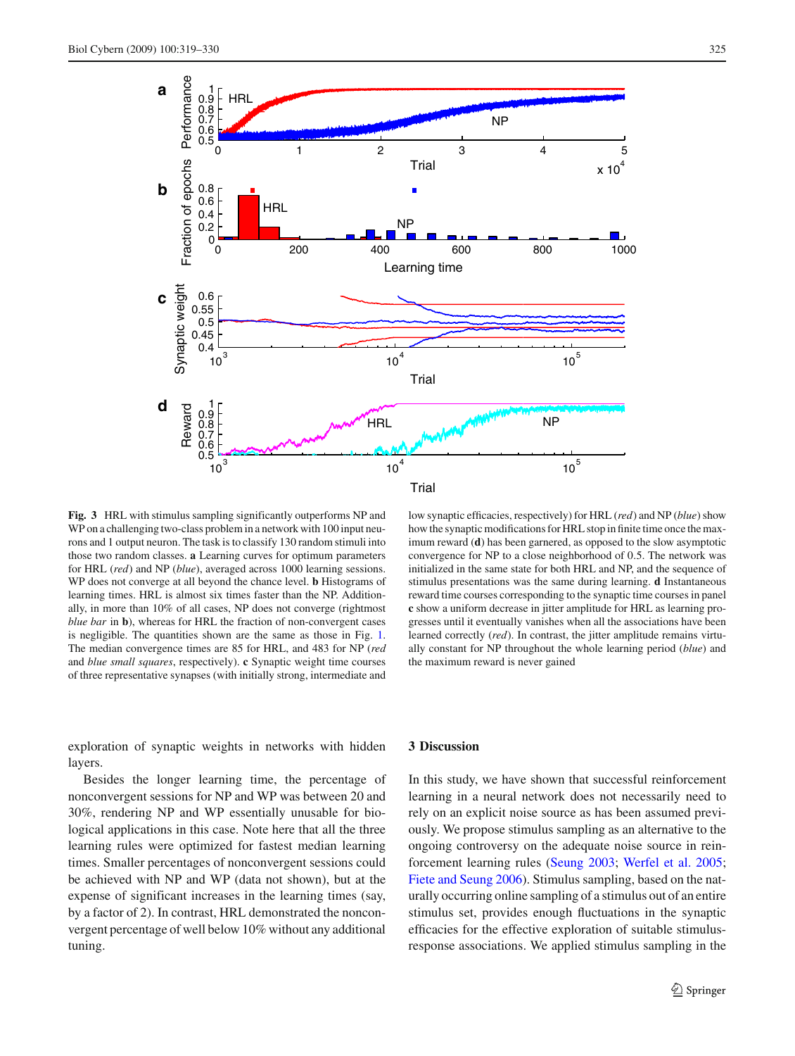**Fig. 3** HRL with stimulus sampling significantly outperforms NP and WP on a challenging two-class problem in a network with 100 input neurons and 1 output neuron. The task is to classify 130 random stimuli into those two random classes. **a** Learning curves for optimum parameters for HRL (*red*) and NP (*blue*), averaged across 1000 learning sessions. WP does not converge at all beyond the chance level. **b** Histograms of learning times. HRL is almost six times faster than the NP. Additionally, in more than 10% of all cases, NP does not converge (rightmost *blue bar* in **b**), whereas for HRL the fraction of non-convergent cases is negligible. The quantities shown are the same as those in Fig. 1. The median convergence times are 85 for HRL, and 483 for NP (*red* and *blue small squares*, respectively). **c** Synaptic weight time courses of three representative synapses (with initially strong, intermediate and low synaptic efficacies, respectively) for HRL (*red*) and NP (*blue*) show how the synaptic modifications for HRL stop in finite time once the maximum reward (**d**) has been garnered, as opposed to the slow asymptotic convergence for NP to a close neighborhood of 0.5. The network was initialized in the same state for both HRL and NP, and the sequence of stimulus presentations was the same during learning. **d** Instantaneous reward time courses corresponding to the synaptic time courses in panel **c** show a uniform decrease in jitter amplitude for HRL as learning progresses until it eventually vanishes when all the associations have been learned correctly (*red*). In contrast, the jitter amplitude remains virtually constant for NP throughout the whole learning period (*blue*) and the maximum reward is never gained

exploration of synaptic weights in networks with hidden layers.

Besides the longer learning time, the percentage of nonconvergent sessions for NP and WP was between 20 and 30%, rendering NP and WP essentially unusable for biological applications in this case. Note here that all the three learning rules were optimized for fastest median learning times. Smaller percentages of nonconvergent sessions could be achieved with NP and WP (data not shown), but at the expense of significant increases in the learning times (say, by a factor of 2). In contrast, HRL demonstrated the nonconvergent percentage of well below 10% without any additional tuning.

## 3 Discussion

In this study, we have shown that successful reinforcement learning in a neural network does not necessarily need to rely on an explicit noise source as has been assumed previously. We propose stimulus sampling as an alternative to the ongoing controversy on the adequate noise source in reinforcement learning rules (Seung 2003; Werfel et al. 2005; Fiete and Seung 2006). Stimulus sampling, based on the naturally occurring online sampling of a stimulus out of an entire stimulus set, provides enough fluctuations in the synaptic efficacies for the effective exploration of suitable stimulus-response associations. We applied stimulus sampling in the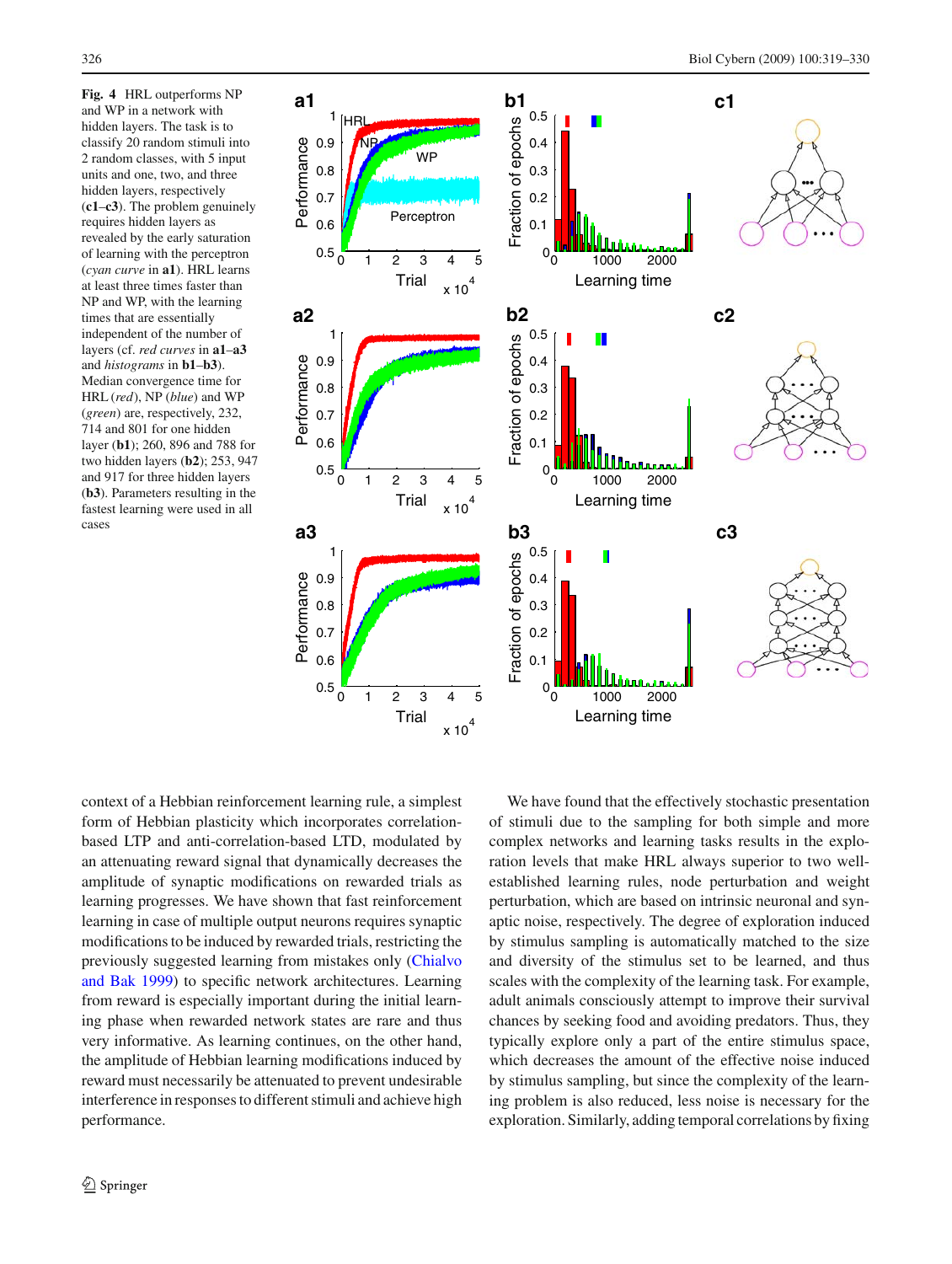**Fig. 4** HRL outperforms NP and WP in a network with hidden layers. The task is to classify 20 random stimuli into 2 random classes, with 5 input units and one, two, and three hidden layers, respectively (**c1**–**c3**). The problem genuinely requires hidden layers as revealed by the early saturation of learning with the perceptron (*cyan curve* in **a1**). HRL learns at least three times faster than NP and WP, with the learning times that are essentially independent of the number of layers (cf. *red curves* in **a1**–**a3** and *histograms* in **b1**–**b3**). Median convergence time for HRL (*red*), NP (*blue*) and WP (*green*) are, respectively, 232, 714 and 801 for one hidden layer (**b1**); 260, 896 and 788 for two hidden layers (**b2**); 253, 947 and 917 for three hidden layers (**b3**). Parameters resulting in the fastest learning were used in all cases

context of a Hebbian reinforcement learning rule, a simplest form of Hebbian plasticity which incorporates correlation-based LTP and anti-correlation-based LTD, modulated by an attenuating reward signal that dynamically decreases the amplitude of synaptic modifications on rewarded trials as learning progresses. We have shown that fast reinforcement learning in case of multiple output neurons requires synaptic modifications to be induced by rewarded trials, restricting the previously suggested learning from mistakes only (Chialvo and Bak 1999) to specific network architectures. Learning from reward is especially important during the initial learning phase when rewarded network states are rare and thus very informative. As learning continues, on the other hand, the amplitude of Hebbian learning modifications induced by reward must necessarily be attenuated to prevent undesirable interference in responses to different stimuli and achieve high performance.

We have found that the effectively stochastic presentation of stimuli due to the sampling for both simple and more complex networks and learning tasks results in the exploration levels that make HRL always superior to two well-established learning rules, node perturbation and weight perturbation, which are based on intrinsic neuronal and synaptic noise, respectively. The degree of exploration induced by stimulus sampling is automatically matched to the size and diversity of the stimulus set to be learned, and thus scales with the complexity of the learning task. For example, adult animals consciously attempt to improve their survival chances by seeking food and avoiding predators. Thus, they typically explore only a part of the entire stimulus space, which decreases the amount of the effective noise induced by stimulus sampling, but since the complexity of the learning problem is also reduced, less noise is necessary for the exploration. Similarly, adding temporal correlations by fixing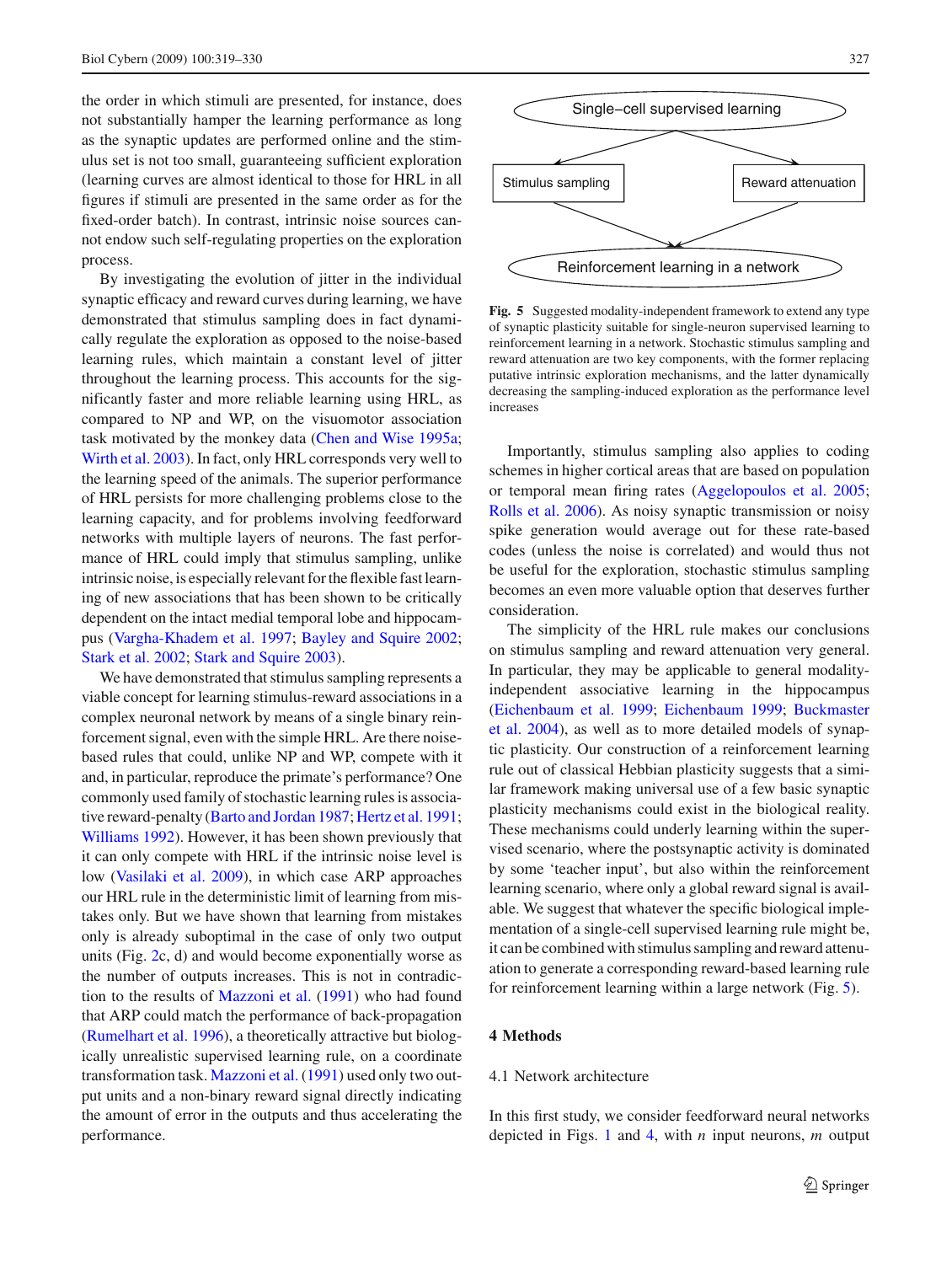the order in which stimuli are presented, for instance, does not substantially hamper the learning performance as long as the synaptic updates are performed online and the stimulus set is not too small, guaranteeing sufficient exploration (learning curves are almost identical to those for HRL in all figures if stimuli are presented in the same order as for the fixed-order batch). In contrast, intrinsic noise sources cannot endow such self-regulating properties on the exploration process.

By investigating the evolution of jitter in the individual synaptic efficacy and reward curves during learning, we have demonstrated that stimulus sampling does in fact dynamically regulate the exploration as opposed to the noise-based learning rules, which maintain a constant level of jitter throughout the learning process. This accounts for the significantly faster and more reliable learning using HRL, as compared to NP and WP, on the visuomotor association task motivated by the monkey data (Chen and Wise 1995a; Wirth et al. 2003). In fact, only HRL corresponds very well to the learning speed of the animals. The superior performance of HRL persists for more challenging problems close to the learning capacity, and for problems involving feedforward networks with multiple layers of neurons. The fast performance of HRL could imply that stimulus sampling, unlike intrinsic noise, is especially relevant for the flexible fast learning of new associations that has been shown to be critically dependent on the intact medial temporal lobe and hippocampus (Vargha-Khadem et al. 1997; Bayley and Squire 2002; Stark et al. 2002; Stark and Squire 2003).

We have demonstrated that stimulus sampling represents a viable concept for learning stimulus-reward associations in a complex neuronal network by means of a single binary reinforcement signal, even with the simple HRL. Are there noise-based rules that could, unlike NP and WP, compete with it and, in particular, reproduce the primate's performance? One commonly used family of stochastic learning rules is associative reward-penalty (Barto and Jordan 1987; Hertz et al. 1991; Williams 1992). However, it has been shown previously that it can only compete with HRL if the intrinsic noise level is low (Vasilaki et al. 2009), in which case ARP approaches our HRL rule in the deterministic limit of learning from mistakes only. But we have shown that learning from mistakes only is already suboptimal in the case of only two output units (Fig. 2c, d) and would become exponentially worse as the number of outputs increases. This is not in contradiction to the results of Mazzoni et al. (1991) who had found that ARP could match the performance of back-propagation (Rumelhart et al. 1996), a theoretically attractive but biologically unrealistic supervised learning rule, on a coordinate transformation task. Mazzoni et al. (1991) used only two output units and a non-binary reward signal directly indicating the amount of error in the outputs and thus accelerating the performance.

Single–cell supervised learning → Stimulus sampling, Reward attenuation → Reinforcement learning in a network

**Fig. 5** Suggested modality-independent framework to extend any type of synaptic plasticity suitable for single-neuron supervised learning to reinforcement learning in a network. Stochastic stimulus sampling and reward attenuation are two key components, with the former replacing putative intrinsic exploration mechanisms, and the latter dynamically decreasing the sampling-induced exploration as the performance level increases

Importantly, stimulus sampling also applies to coding schemes in higher cortical areas that are based on population or temporal mean firing rates (Aggelopoulos et al. 2005; Rolls et al. 2006). As noisy synaptic transmission or noisy spike generation would average out for these rate-based codes (unless the noise is correlated) and would thus not be useful for the exploration, stochastic stimulus sampling becomes an even more valuable option that deserves further consideration.

The simplicity of the HRL rule makes our conclusions on stimulus sampling and reward attenuation very general. In particular, they may be applicable to general modality-independent associative learning in the hippocampus (Eichenbaum et al. 1999; Eichenbaum 1999; Buckmaster et al. 2004), as well as to more detailed models of synaptic plasticity. Our construction of a reinforcement learning rule out of classical Hebbian plasticity suggests that a similar framework making universal use of a few basic synaptic plasticity mechanisms could exist in the biological reality. These mechanisms could underly learning within the supervised scenario, where the postsynaptic activity is dominated by some 'teacher input', but also within the reinforcement learning scenario, where only a global reward signal is available. We suggest that whatever the specific biological implementation of a single-cell supervised learning rule might be, it can be combined with stimulus sampling and reward attenuation to generate a corresponding reward-based learning rule for reinforcement learning within a large network (Fig. 5).

## 4 Methods

### 4.1 Network architecture

In this first study, we consider feedforward neural networks depicted in Figs. 1 and 4, with $n$ input neurons, $m$ output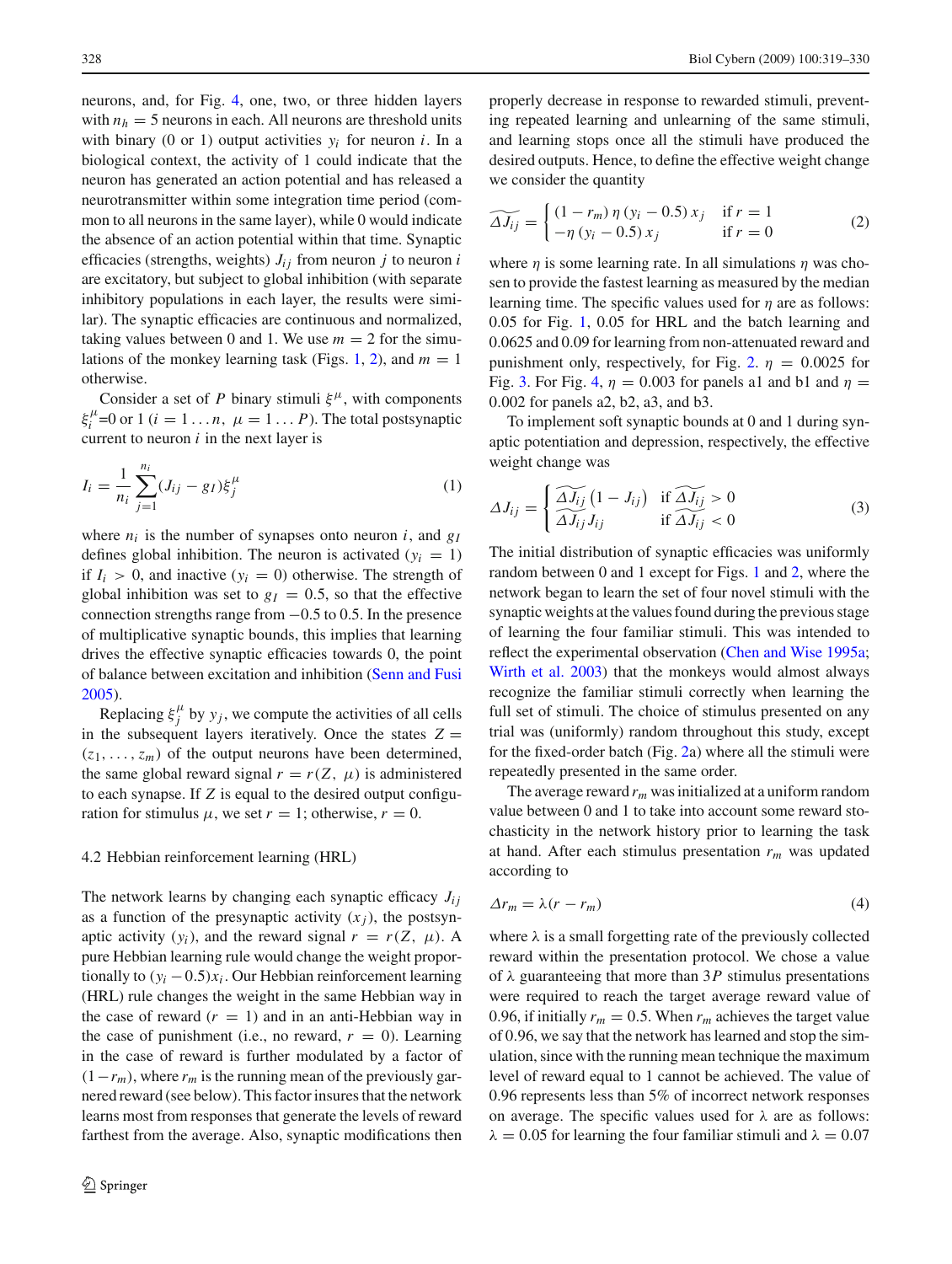neurons, and, for Fig. 4, one, two, or three hidden layers with $n_h = 5$ neurons in each. All neurons are threshold units with binary (0 or 1) output activities $y_i$ for neuron $i$. In a biological context, the activity of 1 could indicate that the neuron has generated an action potential and has released a neurotransmitter within some integration time period (common to all neurons in the same layer), while 0 would indicate the absence of an action potential within that time. Synaptic efficacies (strengths, weights) $J_{ij}$ from neuron $j$ to neuron $i$ are excitatory, but subject to global inhibition (with separate inhibitory populations in each layer, the results were similar). The synaptic efficacies are continuous and normalized, taking values between 0 and 1. We use $m = 2$ for the simulations of the monkey learning task (Figs. 1, 2), and $m = 1$ otherwise.

Consider a set of $P$ binary stimuli $\xi^\mu$, with components $\xi_i^\mu$=0 or 1 ($i = 1 \ldots n$, $\mu = 1 \ldots P$). The total postsynaptic current to neuron $i$ in the next layer is

$$I_i = \frac{1}{n_i} \sum_{j=1}^{n_i} (J_{ij} - g_I) \xi_j^\mu \tag{1}$$

where $n_i$ is the number of synapses onto neuron $i$, and $g_I$ defines global inhibition. The neuron is activated ($y_i = 1$) if $I_i > 0$, and inactive ($y_i = 0$) otherwise. The strength of global inhibition was set to $g_I = 0.5$, so that the effective connection strengths range from $-0.5$ to 0.5. In the presence of multiplicative synaptic bounds, this implies that learning drives the effective synaptic efficacies towards 0, the point of balance between excitation and inhibition (Senn and Fusi 2005).

Replacing $\xi_j^\mu$ by $y_j$, we compute the activities of all cells in the subsequent layers iteratively. Once the states $Z = (z_1, \ldots, z_m)$ of the output neurons have been determined, the same global reward signal $r = r(Z, \mu)$ is administered to each synapse. If $Z$ is equal to the desired output configuration for stimulus $\mu$, we set $r = 1$; otherwise, $r = 0$.

### 4.2 Hebbian reinforcement learning (HRL)

The network learns by changing each synaptic efficacy $J_{ij}$ as a function of the presynaptic activity ($x_j$), the postsynaptic activity ($y_i$), and the reward signal $r = r(Z, \mu)$. A pure Hebbian learning rule would change the weight proportionally to $(y_i - 0.5)x_i$. Our Hebbian reinforcement learning (HRL) rule changes the weight in the same Hebbian way in the case of reward ($r = 1$) and in an anti-Hebbian way in the case of punishment (i.e., no reward, $r = 0$). Learning in the case of reward is further modulated by a factor of $(1 - r_m)$, where $r_m$ is the running mean of the previously garnered reward (see below). This factor insures that the network learns most from responses that generate the levels of reward farthest from the average. Also, synaptic modifications then properly decrease in response to rewarded stimuli, preventing repeated learning and unlearning of the same stimuli, and learning stops once all the stimuli have produced the desired outputs. Hence, to define the effective weight change we consider the quantity

$$\widetilde{\Delta J_{ij}} = \begin{cases} (1 - r_m)\, \eta\, (y_i - 0.5)\, x_j & \text{if } r = 1 \\ -\eta\, (y_i - 0.5)\, x_j & \text{if } r = 0 \end{cases} \tag{2}$$

where $\eta$ is some learning rate. In all simulations $\eta$ was chosen to provide the fastest learning as measured by the median learning time. The specific values used for $\eta$ are as follows: 0.05 for Fig. 1, 0.05 for HRL and the batch learning and 0.0625 and 0.09 for learning from non-attenuated reward and punishment only, respectively, for Fig. 2. $\eta = 0.0025$ for Fig. 3. For Fig. 4, $\eta = 0.003$ for panels a1 and b1 and $\eta = 0.002$ for panels a2, b2, a3, and b3.

To implement soft synaptic bounds at 0 and 1 during synaptic potentiation and depression, respectively, the effective weight change was

$$\Delta J_{ij} = \begin{cases} \widetilde{\Delta J_{ij}} \left(1 - J_{ij}\right) & \text{if } \widetilde{\Delta J_{ij}} > 0 \\ \widetilde{\Delta J_{ij}}\, J_{ij} & \text{if } \widetilde{\Delta J_{ij}} < 0 \end{cases} \tag{3}$$

The initial distribution of synaptic efficacies was uniformly random between 0 and 1 except for Figs. 1 and 2, where the network began to learn the set of four novel stimuli with the synaptic weights at the values found during the previous stage of learning the four familiar stimuli. This was intended to reflect the experimental observation (Chen and Wise 1995a; Wirth et al. 2003) that the monkeys would almost always recognize the familiar stimuli correctly when learning the full set of stimuli. The choice of stimulus presented on any trial was (uniformly) random throughout this study, except for the fixed-order batch (Fig. 2a) where all the stimuli were repeatedly presented in the same order.

The average reward $r_m$ was initialized at a uniform random value between 0 and 1 to take into account some reward stochasticity in the network history prior to learning the task at hand. After each stimulus presentation $r_m$ was updated according to

$$\Delta r_m = \lambda (r - r_m) \tag{4}$$

where $\lambda$ is a small forgetting rate of the previously collected reward within the presentation protocol. We chose a value of $\lambda$ guaranteeing that more than $3P$ stimulus presentations were required to reach the target average reward value of 0.96, if initially $r_m = 0.5$. When $r_m$ achieves the target value of 0.96, we say that the network has learned and stop the simulation, since with the running mean technique the maximum level of reward equal to 1 cannot be achieved. The value of 0.96 represents less than 5% of incorrect network responses on average. The specific values used for $\lambda$ are as follows: $\lambda = 0.05$ for learning the four familiar stimuli and $\lambda = 0.07$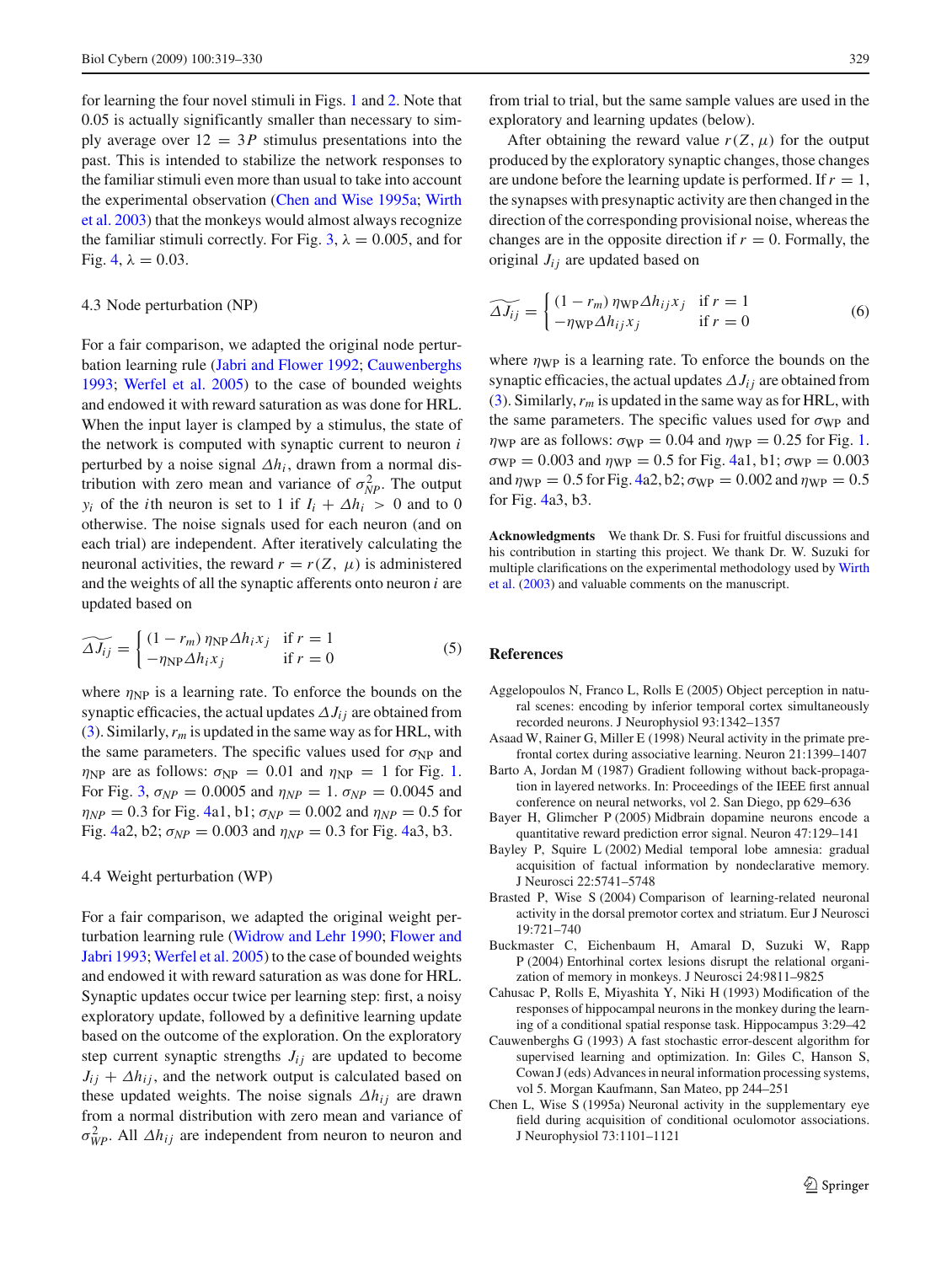for learning the four novel stimuli in Figs. 1 and 2. Note that 0.05 is actually significantly smaller than necessary to simply average over $12 = 3P$ stimulus presentations into the past. This is intended to stabilize the network responses to the familiar stimuli even more than usual to take into account the experimental observation (Chen and Wise 1995a; Wirth et al. 2003) that the monkeys would almost always recognize the familiar stimuli correctly. For Fig. 3, $\lambda = 0.005$, and for Fig. 4, $\lambda = 0.03$.

### 4.3 Node perturbation (NP)

For a fair comparison, we adapted the original node perturbation learning rule (Jabri and Flower 1992; Cauwenberghs 1993; Werfel et al. 2005) to the case of bounded weights and endowed it with reward saturation as was done for HRL. When the input layer is clamped by a stimulus, the state of the network is computed with synaptic current to neuron $i$ perturbed by a noise signal $\Delta h_i$, drawn from a normal distribution with zero mean and variance of $\sigma^2_{NP}$. The output $y_i$ of the $i$th neuron is set to 1 if $I_i + \Delta h_i > 0$ and to 0 otherwise. The noise signals used for each neuron (and on each trial) are independent. After iteratively calculating the neuronal activities, the reward $r = r(Z, \mu)$ is administered and the weights of all the synaptic afferents onto neuron $i$ are updated based on

$$\widetilde{\Delta J_{ij}} = \begin{cases} (1 - r_m)\, \eta_{\text{NP}} \Delta h_i x_j & \text{if } r = 1 \\ -\eta_{\text{NP}} \Delta h_i x_j & \text{if } r = 0 \end{cases} \tag{5}$$

where $\eta_{\text{NP}}$ is a learning rate. To enforce the bounds on the synaptic efficacies, the actual updates $\Delta J_{ij}$ are obtained from (3). Similarly, $r_m$ is updated in the same way as for HRL, with the same parameters. The specific values used for $\sigma_{\text{NP}}$ and $\eta_{\text{NP}}$ are as follows: $\sigma_{\text{NP}} = 0.01$ and $\eta_{\text{NP}} = 1$ for Fig. 1. For Fig. 3, $\sigma_{NP} = 0.0005$ and $\eta_{NP} = 1$. $\sigma_{NP} = 0.0045$ and $\eta_{NP} = 0.3$ for Fig. 4a1, b1; $\sigma_{NP} = 0.002$ and $\eta_{NP} = 0.5$ for Fig. 4a2, b2; $\sigma_{NP} = 0.003$ and $\eta_{NP} = 0.3$ for Fig. 4a3, b3.

### 4.4 Weight perturbation (WP)

For a fair comparison, we adapted the original weight perturbation learning rule (Widrow and Lehr 1990; Flower and Jabri 1993; Werfel et al. 2005) to the case of bounded weights and endowed it with reward saturation as was done for HRL. Synaptic updates occur twice per learning step: first, a noisy exploratory update, followed by a definitive learning update based on the outcome of the exploration. On the exploratory step current synaptic strengths $J_{ij}$ are updated to become $J_{ij} + \Delta h_{ij}$, and the network output is calculated based on these updated weights. The noise signals $\Delta h_{ij}$ are drawn from a normal distribution with zero mean and variance of $\sigma^2_{WP}$. All $\Delta h_{ij}$ are independent from neuron to neuron and from trial to trial, but the same sample values are used in the exploratory and learning updates (below).

After obtaining the reward value $r(Z, \mu)$ for the output produced by the exploratory synaptic changes, those changes are undone before the learning update is performed. If $r = 1$, the synapses with presynaptic activity are then changed in the direction of the corresponding provisional noise, whereas the changes are in the opposite direction if $r = 0$. Formally, the original $J_{ij}$ are updated based on

$$\widetilde{\Delta J_{ij}} = \begin{cases} (1 - r_m)\, \eta_{\text{WP}} \Delta h_{ij} x_j & \text{if } r = 1 \\ -\eta_{\text{WP}} \Delta h_{ij} x_j & \text{if } r = 0 \end{cases} \tag{6}$$

where $\eta_{\text{WP}}$ is a learning rate. To enforce the bounds on the synaptic efficacies, the actual updates $\Delta J_{ij}$ are obtained from (3). Similarly, $r_m$ is updated in the same way as for HRL, with the same parameters. The specific values used for $\sigma_{\text{WP}}$ and $\eta_{\text{WP}}$ are as follows: $\sigma_{\text{WP}} = 0.04$ and $\eta_{\text{WP}} = 0.25$ for Fig. 1. $\sigma_{\text{WP}} = 0.003$ and $\eta_{\text{WP}} = 0.5$ for Fig. 4a1, b1; $\sigma_{\text{WP}} = 0.003$ and $\eta_{\text{WP}} = 0.5$ for Fig. 4a2, b2; $\sigma_{\text{WP}} = 0.002$ and $\eta_{\text{WP}} = 0.5$ for Fig. 4a3, b3.

**Acknowledgments** We thank Dr. S. Fusi for fruitful discussions and his contribution in starting this project. We thank Dr. W. Suzuki for multiple clarifications on the experimental methodology used by Wirth et al. (2003) and valuable comments on the manuscript.

## References

Aggelopoulos N, Franco L, Rolls E (2005) Object perception in natural scenes: encoding by inferior temporal cortex simultaneously recorded neurons. J Neurophysiol 93:1342–1357

Asaad W, Rainer G, Miller E (1998) Neural activity in the primate prefrontal cortex during associative learning. Neuron 21:1399–1407

Barto A, Jordan M (1987) Gradient following without back-propagation in layered networks. In: Proceedings of the IEEE first annual conference on neural networks, vol 2. San Diego, pp 629–636

Bayer H, Glimcher P (2005) Midbrain dopamine neurons encode a quantitative reward prediction error signal. Neuron 47:129–141

Bayley P, Squire L (2002) Medial temporal lobe amnesia: gradual acquisition of factual information by nondeclarative memory. J Neurosci 22:5741–5748

Brasted P, Wise S (2004) Comparison of learning-related neuronal activity in the dorsal premotor cortex and striatum. Eur J Neurosci 19:721–740

Buckmaster C, Eichenbaum H, Amaral D, Suzuki W, Rapp P (2004) Entorhinal cortex lesions disrupt the relational organization of memory in monkeys. J Neurosci 24:9811–9825

Cahusac P, Rolls E, Miyashita Y, Niki H (1993) Modification of the responses of hippocampal neurons in the monkey during the learning of a conditional spatial response task. Hippocampus 3:29–42

Cauwenberghs G (1993) A fast stochastic error-descent algorithm for supervised learning and optimization. In: Giles C, Hanson S, Cowan J (eds) Advances in neural information processing systems, vol 5. Morgan Kaufmann, San Mateo, pp 244–251

Chen L, Wise S (1995a) Neuronal activity in the supplementary eye field during acquisition of conditional oculomotor associations. J Neurophysiol 73:1101–1121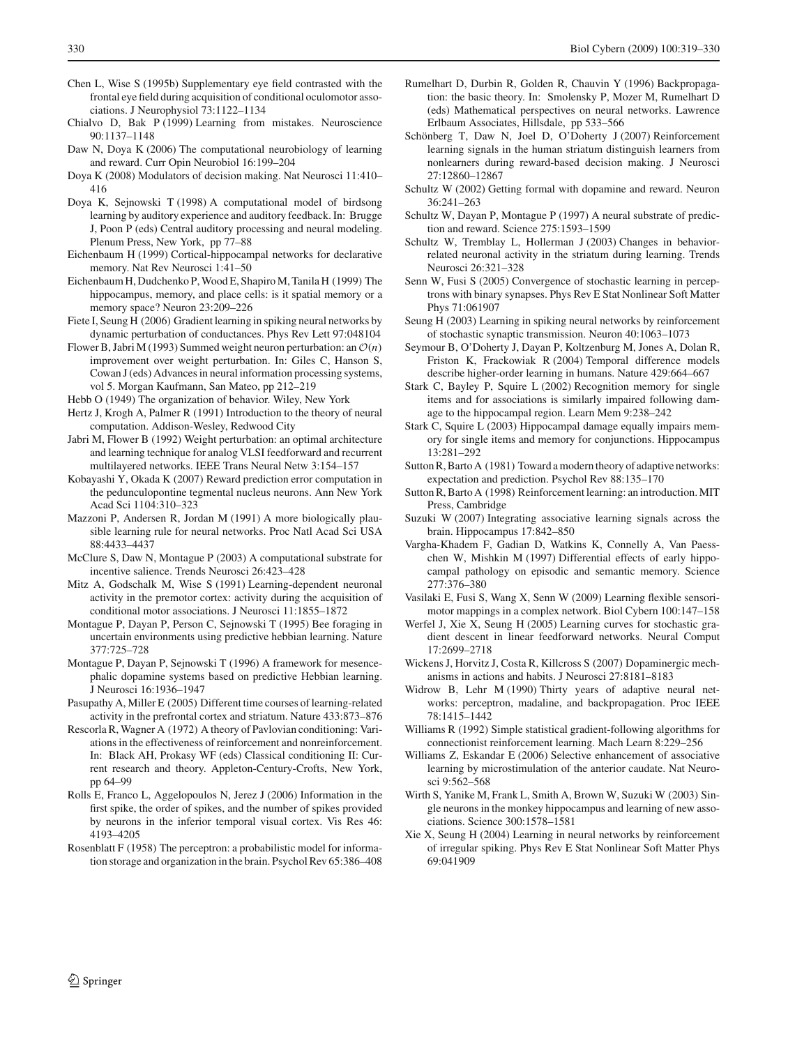Chen L, Wise S (1995b) Supplementary eye field contrasted with the frontal eye field during acquisition of conditional oculomotor associations. J Neurophysiol 73:1122–1134

Chialvo D, Bak P (1999) Learning from mistakes. Neuroscience 90:1137–1148

Daw N, Doya K (2006) The computational neurobiology of learning and reward. Curr Opin Neurobiol 16:199–204

Doya K (2008) Modulators of decision making. Nat Neurosci 11:410–416

Doya K, Sejnowski T (1998) A computational model of birdsong learning by auditory experience and auditory feedback. In: Brugge J, Poon P (eds) Central auditory processing and neural modeling. Plenum Press, New York, pp 77–88

Eichenbaum H (1999) Cortical-hippocampal networks for declarative memory. Nat Rev Neurosci 1:41–50

Eichenbaum H, Dudchenko P, Wood E, Shapiro M, Tanila H (1999) The hippocampus, memory, and place cells: is it spatial memory or a memory space? Neuron 23:209–226

Fiete I, Seung H (2006) Gradient learning in spiking neural networks by dynamic perturbation of conductances. Phys Rev Lett 97:048104

Flower B, Jabri M (1993) Summed weight neuron perturbation: an $\mathcal{O}(n)$ improvement over weight perturbation. In: Giles C, Hanson S, Cowan J (eds) Advances in neural information processing systems, vol 5. Morgan Kaufmann, San Mateo, pp 212–219

Hebb O (1949) The organization of behavior. Wiley, New York

Hertz J, Krogh A, Palmer R (1991) Introduction to the theory of neural computation. Addison-Wesley, Redwood City

Jabri M, Flower B (1992) Weight perturbation: an optimal architecture and learning technique for analog VLSI feedforward and recurrent multilayered networks. IEEE Trans Neural Netw 3:154–157

Kobayashi Y, Okada K (2007) Reward prediction error computation in the pedunculopontine tegmental nucleus neurons. Ann New York Acad Sci 1104:310–323

Mazzoni P, Andersen R, Jordan M (1991) A more biologically plausible learning rule for neural networks. Proc Natl Acad Sci USA 88:4433–4437

McClure S, Daw N, Montague P (2003) A computational substrate for incentive salience. Trends Neurosci 26:423–428

Mitz A, Godschalk M, Wise S (1991) Learning-dependent neuronal activity in the premotor cortex: activity during the acquisition of conditional motor associations. J Neurosci 11:1855–1872

Montague P, Dayan P, Person C, Sejnowski T (1995) Bee foraging in uncertain environments using predictive hebbian learning. Nature 377:725–728

Montague P, Dayan P, Sejnowski T (1996) A framework for mesencephalic dopamine systems based on predictive Hebbian learning. J Neurosci 16:1936–1947

Pasupathy A, Miller E (2005) Different time courses of learning-related activity in the prefrontal cortex and striatum. Nature 433:873–876

Rescorla R, Wagner A (1972) A theory of Pavlovian conditioning: Variations in the effectiveness of reinforcement and nonreinforcement. In: Black AH, Prokasy WF (eds) Classical conditioning II: Current research and theory. Appleton-Century-Crofts, New York, pp 64–99

Rolls E, Franco L, Aggelopoulos N, Jerez J (2006) Information in the first spike, the order of spikes, and the number of spikes provided by neurons in the inferior temporal visual cortex. Vis Res 46: 4193–4205

Rosenblatt F (1958) The perceptron: a probabilistic model for information storage and organization in the brain. Psychol Rev 65:386–408

Rumelhart D, Durbin R, Golden R, Chauvin Y (1996) Backpropagation: the basic theory. In: Smolensky P, Mozer M, Rumelhart D (eds) Mathematical perspectives on neural networks. Lawrence Erlbaum Associates, Hillsdale, pp 533–566

Schönberg T, Daw N, Joel D, O'Doherty J (2007) Reinforcement learning signals in the human striatum distinguish learners from nonlearners during reward-based decision making. J Neurosci 27:12860–12867

Schultz W (2002) Getting formal with dopamine and reward. Neuron 36:241–263

Schultz W, Dayan P, Montague P (1997) A neural substrate of prediction and reward. Science 275:1593–1599

Schultz W, Tremblay L, Hollerman J (2003) Changes in behavior-related neuronal activity in the striatum during learning. Trends Neurosci 26:321–328

Senn W, Fusi S (2005) Convergence of stochastic learning in perceptrons with binary synapses. Phys Rev E Stat Nonlinear Soft Matter Phys 71:061907

Seung H (2003) Learning in spiking neural networks by reinforcement of stochastic synaptic transmission. Neuron 40:1063–1073

Seymour B, O'Doherty J, Dayan P, Koltzenburg M, Jones A, Dolan R, Friston K, Frackowiak R (2004) Temporal difference models describe higher-order learning in humans. Nature 429:664–667

Stark C, Bayley P, Squire L (2002) Recognition memory for single items and for associations is similarly impaired following damage to the hippocampal region. Learn Mem 9:238–242

Stark C, Squire L (2003) Hippocampal damage equally impairs memory for single items and memory for conjunctions. Hippocampus 13:281–292

Sutton R, Barto A (1981) Toward a modern theory of adaptive networks: expectation and prediction. Psychol Rev 88:135–170

Sutton R, Barto A (1998) Reinforcement learning: an introduction. MIT Press, Cambridge

Suzuki W (2007) Integrating associative learning signals across the brain. Hippocampus 17:842–850

Vargha-Khadem F, Gadian D, Watkins K, Connelly A, Van Paesschen W, Mishkin M (1997) Differential effects of early hippocampal pathology on episodic and semantic memory. Science 277:376–380

Vasilaki E, Fusi S, Wang X, Senn W (2009) Learning flexible sensorimotor mappings in a complex network. Biol Cybern 100:147–158

Werfel J, Xie X, Seung H (2005) Learning curves for stochastic gradient descent in linear feedforward networks. Neural Comput 17:2699–2718

Wickens J, Horvitz J, Costa R, Killcross S (2007) Dopaminergic mechanisms in actions and habits. J Neurosci 27:8181–8183

Widrow B, Lehr M (1990) Thirty years of adaptive neural networks: perceptron, madaline, and backpropagation. Proc IEEE 78:1415–1442

Williams R (1992) Simple statistical gradient-following algorithms for connectionist reinforcement learning. Mach Learn 8:229–256

Williams Z, Eskandar E (2006) Selective enhancement of associative learning by microstimulation of the anterior caudate. Nat Neurosci 9:562–568

Wirth S, Yanike M, Frank L, Smith A, Brown W, Suzuki W (2003) Single neurons in the monkey hippocampus and learning of new associations. Science 300:1578–1581

Xie X, Seung H (2004) Learning in neural networks by reinforcement of irregular spiking. Phys Rev E Stat Nonlinear Soft Matter Phys 69:041909